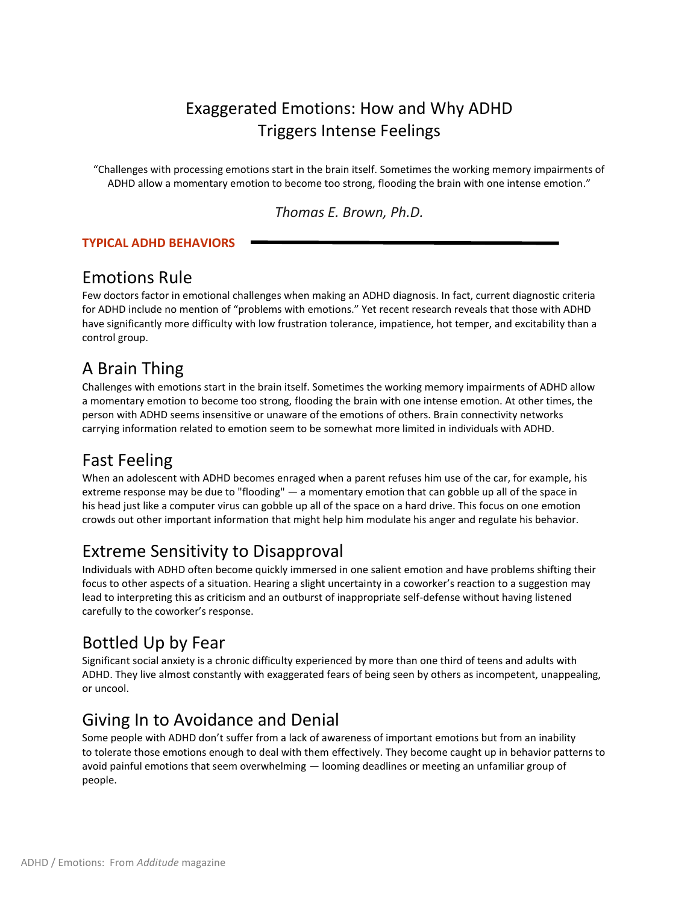# Exaggerated Emotions: How and Why ADHD Triggers Intense Feelings

"Challenges with processing emotions start in the brain itself. Sometimes the working memory impairments of ADHD allow a momentary emotion to become too strong, flooding the brain with one intense emotion."

*Thomas E. Brown, Ph.D.*

**TYPICAL ADHD BEHAVIORS**

## Emotions Rule

Few doctors factor in emotional challenges when making an ADHD diagnosis. In fact, current diagnostic criteria for ADHD include no mention of "problems with emotions." Yet recent research reveals that those with ADHD have significantly more difficulty with low frustration tolerance, impatience, hot temper, and excitability than a control group.

## A Brain Thing

Challenges with emotions start in the brain itself. Sometimes the working memory impairments of ADHD allow a momentary emotion to become too strong, flooding the brain with one intense emotion. At other times, the person with ADHD seems insensitive or unaware of the emotions of others. Brain connectivity networks carrying information related to emotion seem to be somewhat more limited in individuals with ADHD.

## Fast Feeling

When an adolescent with ADHD becomes enraged when a parent refuses him use of the car, for example, his extreme response may be due to "flooding" — a momentary emotion that can gobble up all of the space in his head just like a computer virus can gobble up all of the space on a hard drive. This focus on one emotion crowds out other important information that might help him modulate his anger and regulate his behavior.

## Extreme Sensitivity to Disapproval

Individuals with ADHD often become quickly immersed in one salient emotion and have problems shifting their focus to other aspects of a situation. Hearing a slight uncertainty in a coworker's reaction to a suggestion may lead to interpreting this as criticism and an outburst of inappropriate self-defense without having listened carefully to the coworker's response.

## Bottled Up by Fear

Significant social anxiety is a chronic difficulty experienced by more than one third of teens and adults with ADHD. They live almost constantly with exaggerated fears of being seen by others as incompetent, unappealing, or uncool.

## Giving In to Avoidance and Denial

Some people with ADHD don't suffer from a lack of awareness of important emotions but from an inability to tolerate those emotions enough to deal with them effectively. They become caught up in behavior patterns to avoid painful emotions that seem overwhelming — looming deadlines or meeting an unfamiliar group of people.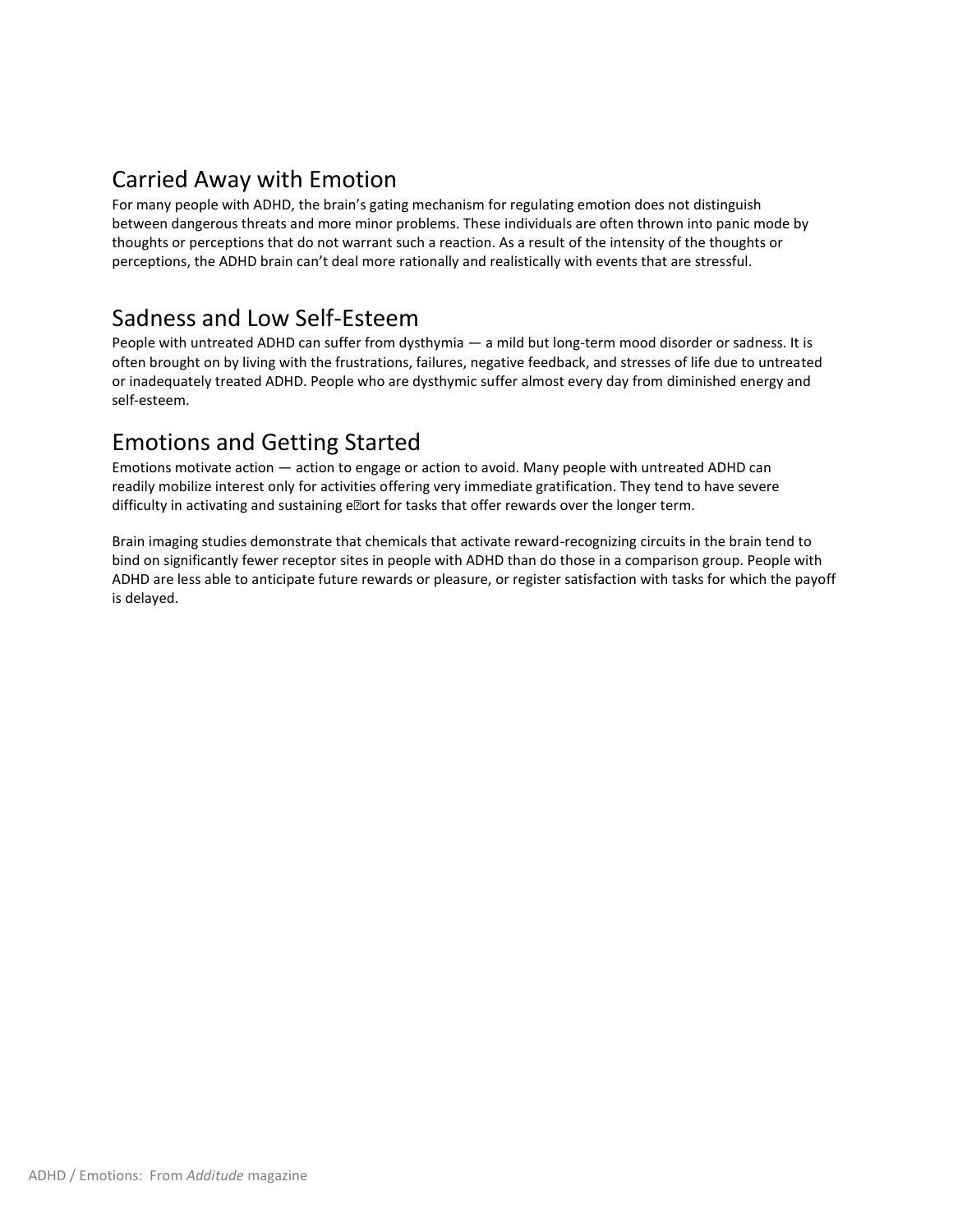## Carried Away with Emotion

For many people with ADHD, the brain's gating mechanism for regulating emotion does not distinguish between dangerous threats and more minor problems. These individuals are often thrown into panic mode by thoughts or perceptions that do not warrant such a reaction. As a result of the intensity of the thoughts or perceptions, the ADHD brain can't deal more rationally and realistically with events that are stressful.

## Sadness and Low Self-Esteem

People with untreated ADHD can suffer from dysthymia — a mild but long-term mood disorder or sadness. It is often brought on by living with the frustrations, failures, negative feedback, and stresses of life due to untreated or inadequately treated ADHD. People who are dysthymic suffer almost every day from diminished energy and self-esteem.

## Emotions and Getting Started

Emotions motivate action — action to engage or action to avoid. Many people with untreated ADHD can readily mobilize interest only for activities offering very immediate gratification. They tend to have severe difficulty in activating and sustaining effort for tasks that offer rewards over the longer term.

Brain imaging studies demonstrate that chemicals that activate reward-recognizing circuits in the brain tend to bind on significantly fewer receptor sites in people with ADHD than do those in a comparison group. People with ADHD are less able to anticipate future rewards or pleasure, or register satisfaction with tasks for which the payoff is delayed.